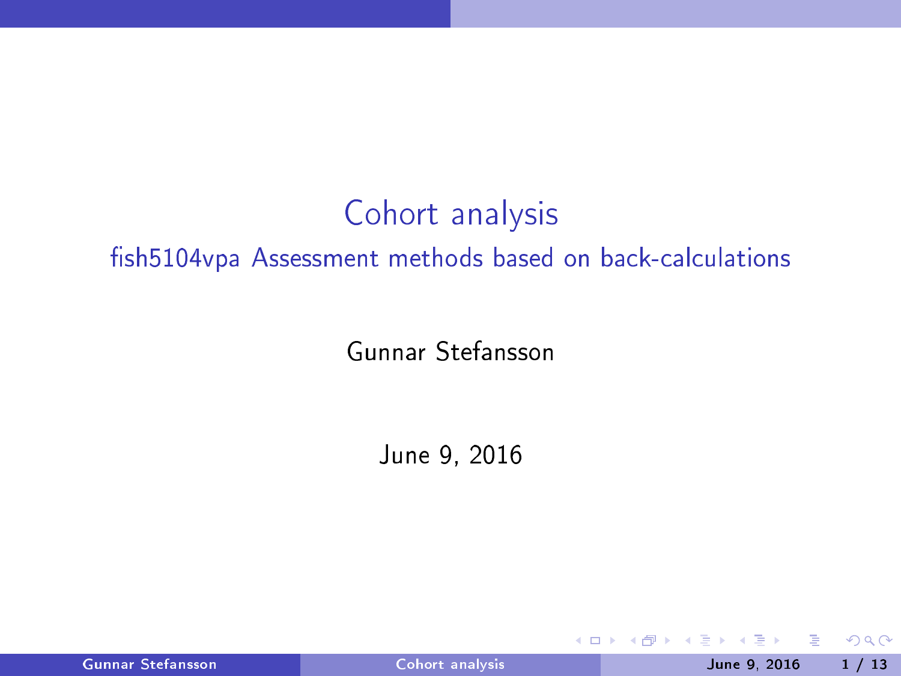# Cohort analysis

## fish5104vpa Assessment methods based on back-calculations

Gunnar Stefansson

June 9, 2016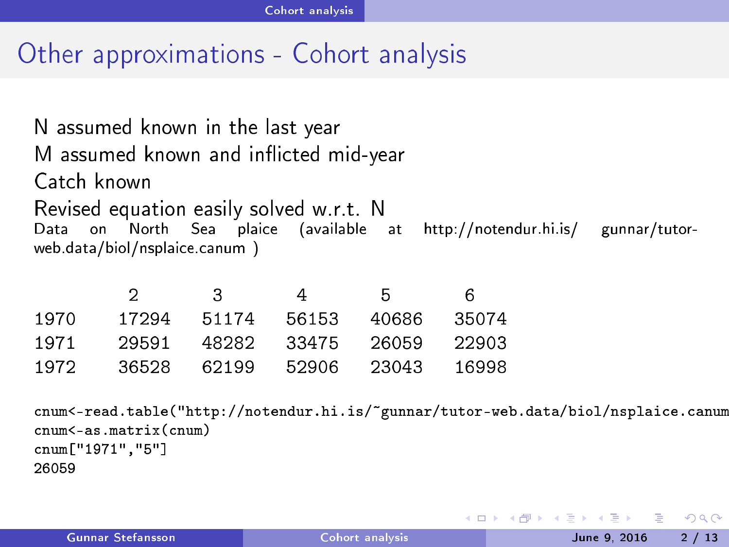## Other approximations - Cohort analysis

N assumed known in the last year

M assumed known and inflicted mid-year

Catch known

Revised equation easily solved w.r.t. N

Data on North Sea plaice (available at http://notendur.hi.is/ gunnar/tutor-web.data/biol/nsplaice.canum )

| | 2 | 3 | 4 | 5 | 6 |
|---|---|---|---|---|---|
| 1970 | 17294 | 51174 | 56153 | 40686 | 35074 |
| 1971 | 29591 | 48282 | 33475 | 26059 | 22903 |
| 1972 | 36528 | 62199 | 52906 | 23043 | 16998 |

```
cnum<-read.table("http://notendur.hi.is/~gunnar/tutor-web.data/biol/nsplaice.canum
cnum<-as.matrix(cnum)
cnum["1971","5"]
26059
```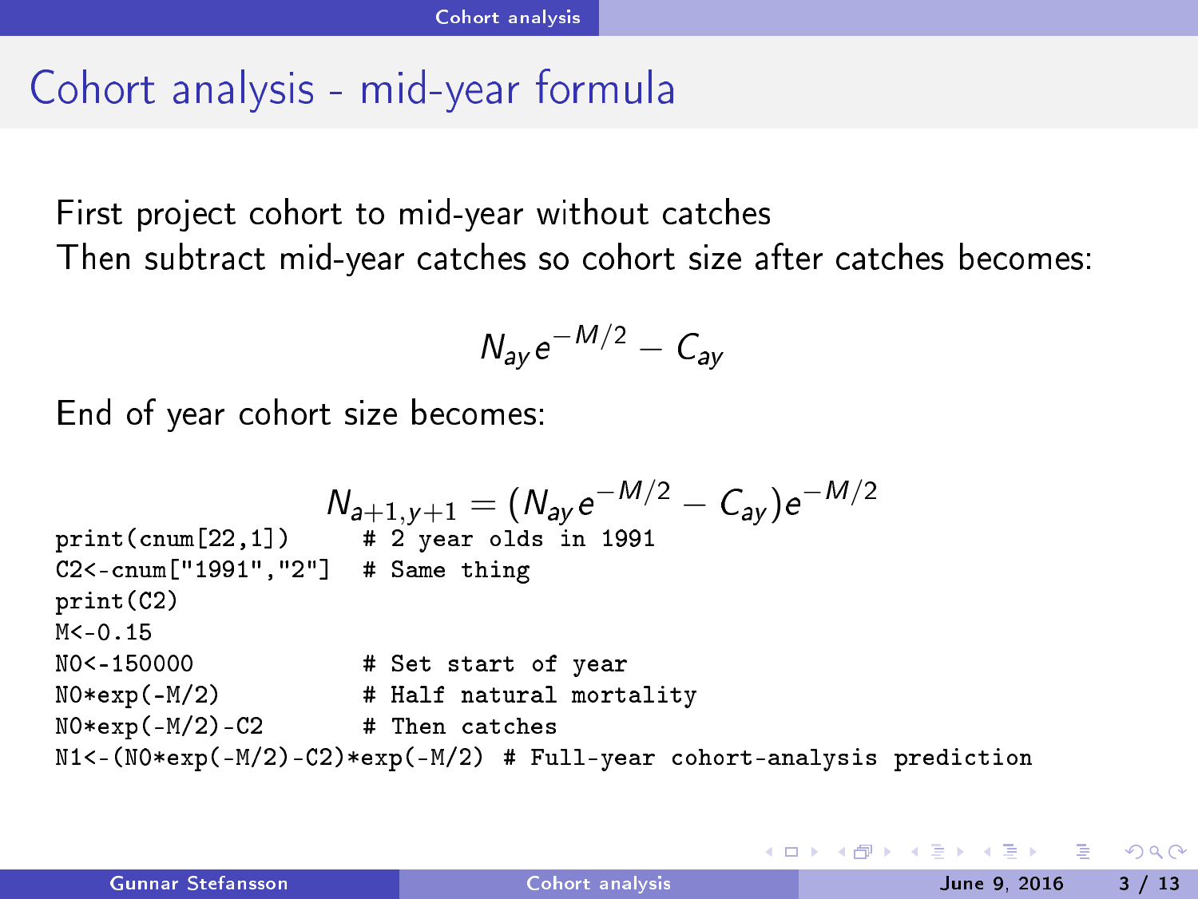# Cohort analysis - mid-year formula

First project cohort to mid-year without catches
Then subtract mid-year catches so cohort size after catches becomes:

$$N_{ay}e^{-M/2} - C_{ay}$$

End of year cohort size becomes:

$$N_{a+1,y+1} = (N_{ay}e^{-M/2} - C_{ay})e^{-M/2}$$

```
print(cnum[22,1])     # 2 year olds in 1991
C2<-cnum["1991","2"]  # Same thing
print(C2)
M<-0.15
N0<-150000            # Set start of year
N0*exp(-M/2)          # Half natural mortality
N0*exp(-M/2)-C2       # Then catches
N1<-(N0*exp(-M/2)-C2)*exp(-M/2) # Full-year cohort-analysis prediction
```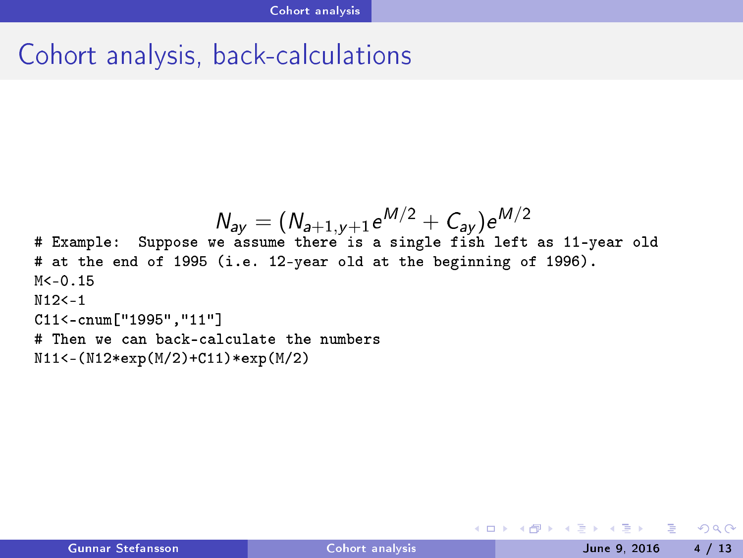# Cohort analysis, back-calculations

$$N_{ay} = (N_{a+1,y+1}e^{M/2} + C_{ay})e^{M/2}$$

```
# Example:  Suppose we assume there is a single fish left as 11-year old
# at the end of 1995 (i.e. 12-year old at the beginning of 1996).
M<-0.15
N12<-1
C11<-cnum["1995","11"]
# Then we can back-calculate the numbers
N11<-(N12*exp(M/2)+C11)*exp(M/2)
```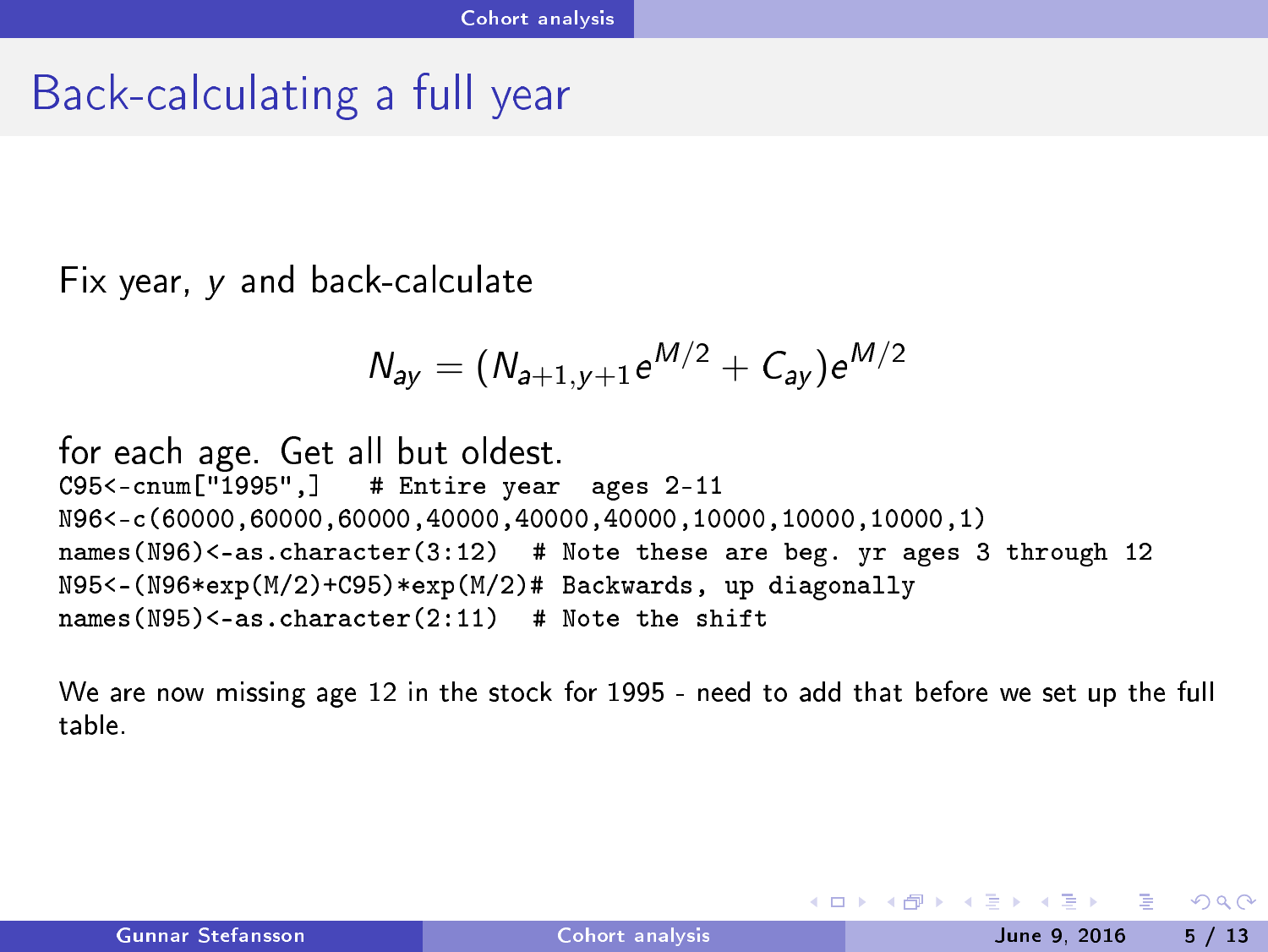# Back-calculating a full year

Fix year, $y$ and back-calculate

$$N_{ay} = (N_{a+1,y+1}e^{M/2} + C_{ay})e^{M/2}$$

for each age. Get all but oldest.

```
C95<-cnum["1995",]    # Entire year  ages 2-11
N96<-c(60000,60000,60000,40000,40000,40000,10000,10000,10000,1)
names(N96)<-as.character(3:12)  # Note these are beg. yr ages 3 through 12
N95<-(N96*exp(M/2)+C95)*exp(M/2)# Backwards, up diagonally
names(N95)<-as.character(2:11)  # Note the shift
```

We are now missing age 12 in the stock for 1995 - need to add that before we set up the full table.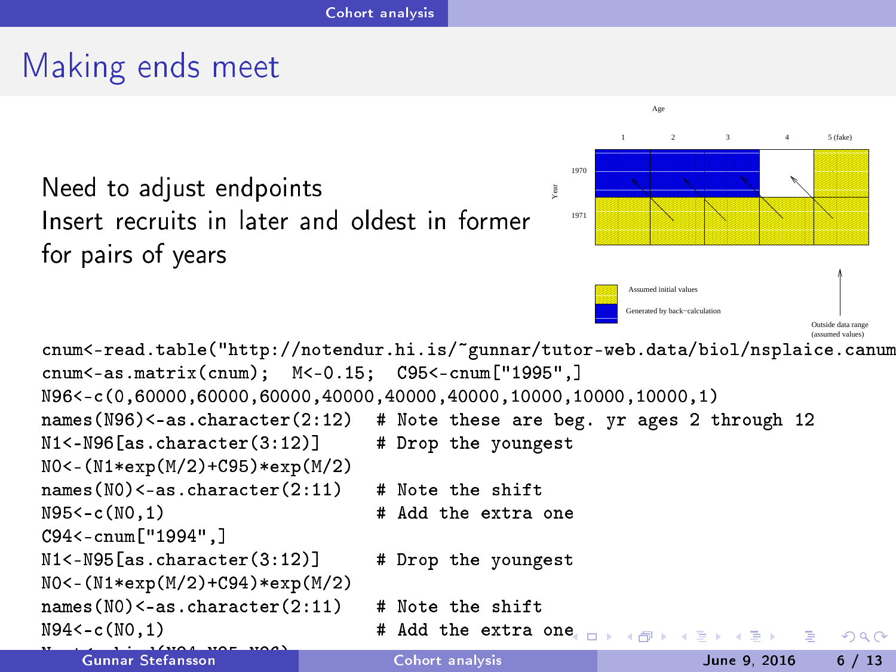## Making ends meet

Need to adjust endpoints
Insert recruits in later and oldest in former for pairs of years

```
cnum<-read.table("http://notendur.hi.is/~gunnar/tutor-web.data/biol/nsplaice.canum
cnum<-as.matrix(cnum);  M<-0.15;  C95<-cnum["1995",]
N96<-c(0,60000,60000,60000,40000,40000,40000,10000,10000,10000,1)
names(N96)<-as.character(2:12)  # Note these are beg. yr ages 2 through 12
N1<-N96[as.character(3:12)]     # Drop the youngest
N0<-(N1*exp(M/2)+C95)*exp(M/2)
names(N0)<-as.character(2:11)   # Note the shift
N95<-c(N0,1)                    # Add the extra one
C94<-cnum["1994",]
N1<-N95[as.character(3:12)]     # Drop the youngest
N0<-(N1*exp(M/2)+C94)*exp(M/2)
names(N0)<-as.character(2:11)   # Note the shift
N94<-c(N0,1)                    # Add the extra one
```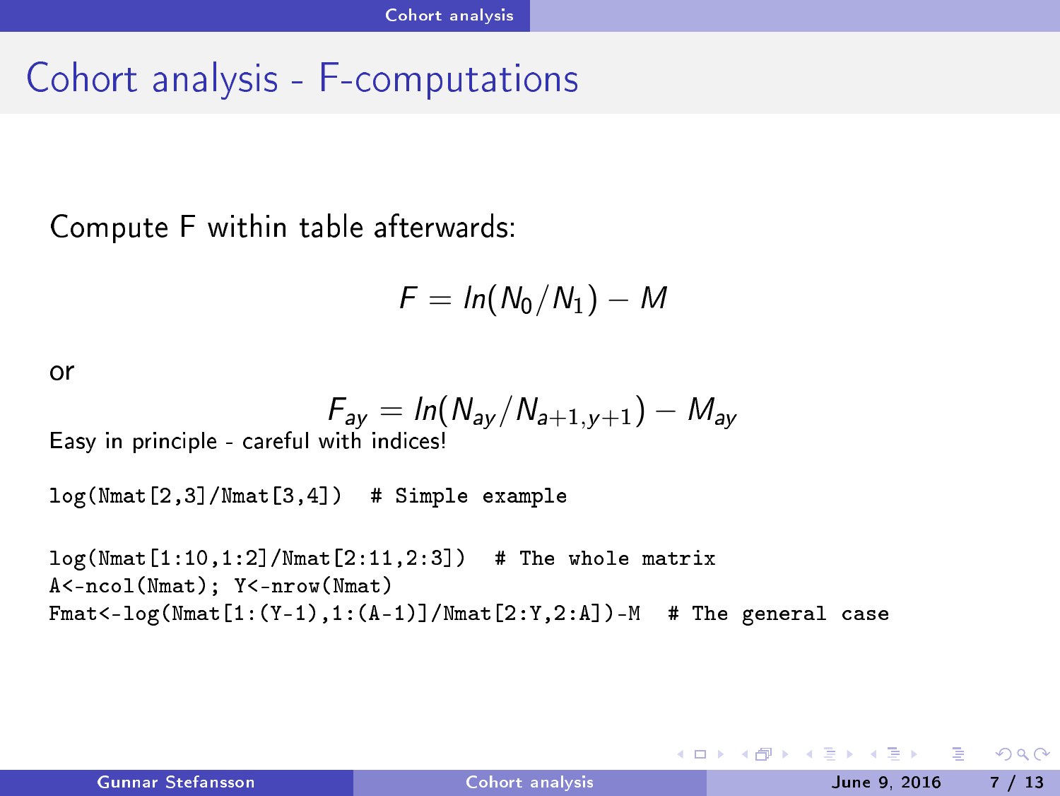# Cohort analysis - F-computations

Compute F within table afterwards:

$$F = ln(N_0/N_1) - M$$

or

$$F_{ay} = ln(N_{ay}/N_{a+1,y+1}) - M_{ay}$$

Easy in principle - careful with indices!

```
log(Nmat[2,3]/Nmat[3,4])  # Simple example

log(Nmat[1:10,1:2]/Nmat[2:11,2:3])  # The whole matrix
A<-ncol(Nmat); Y<-nrow(Nmat)
Fmat<-log(Nmat[1:(Y-1),1:(A-1)]/Nmat[2:Y,2:A])-M  # The general case
```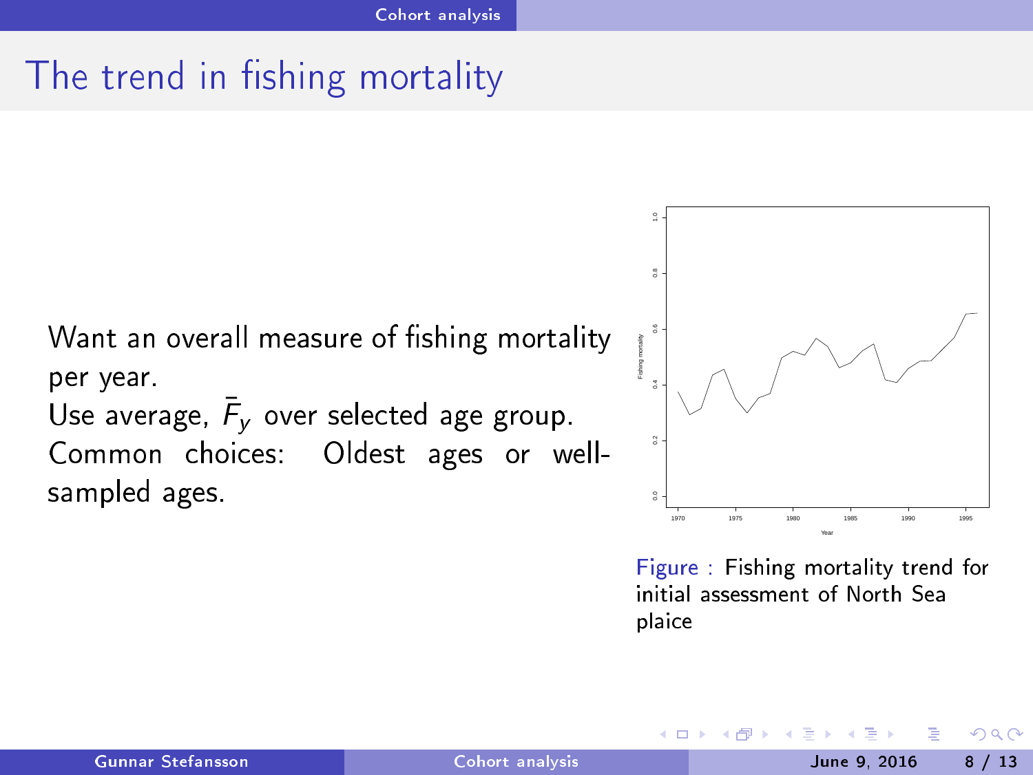# The trend in fishing mortality

Want an overall measure of fishing mortality per year.
Use average, $\bar{F}_y$ over selected age group.
Common choices: Oldest ages or well-sampled ages.

Figure : Fishing mortality trend for initial assessment of North Sea plaice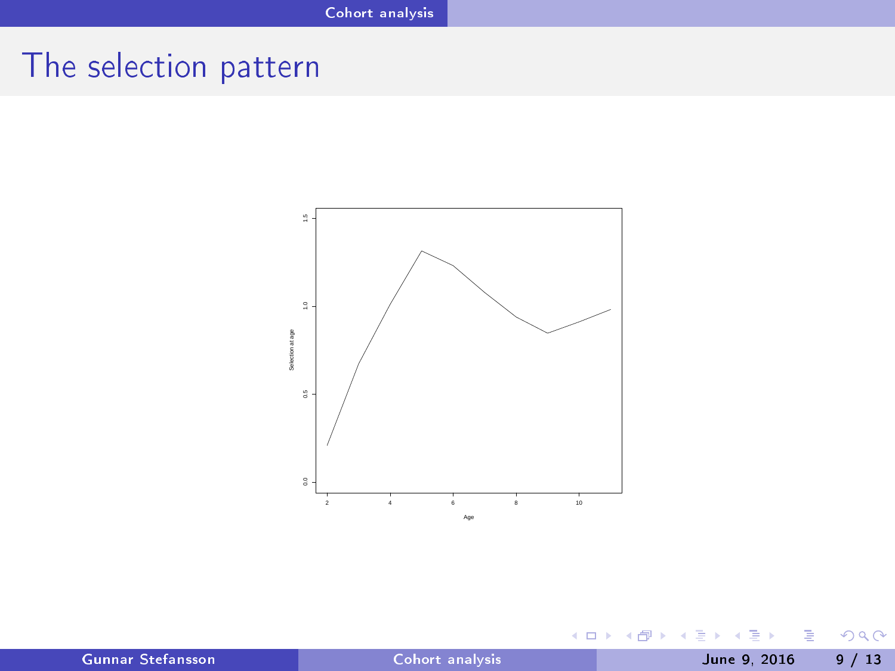# The selection pattern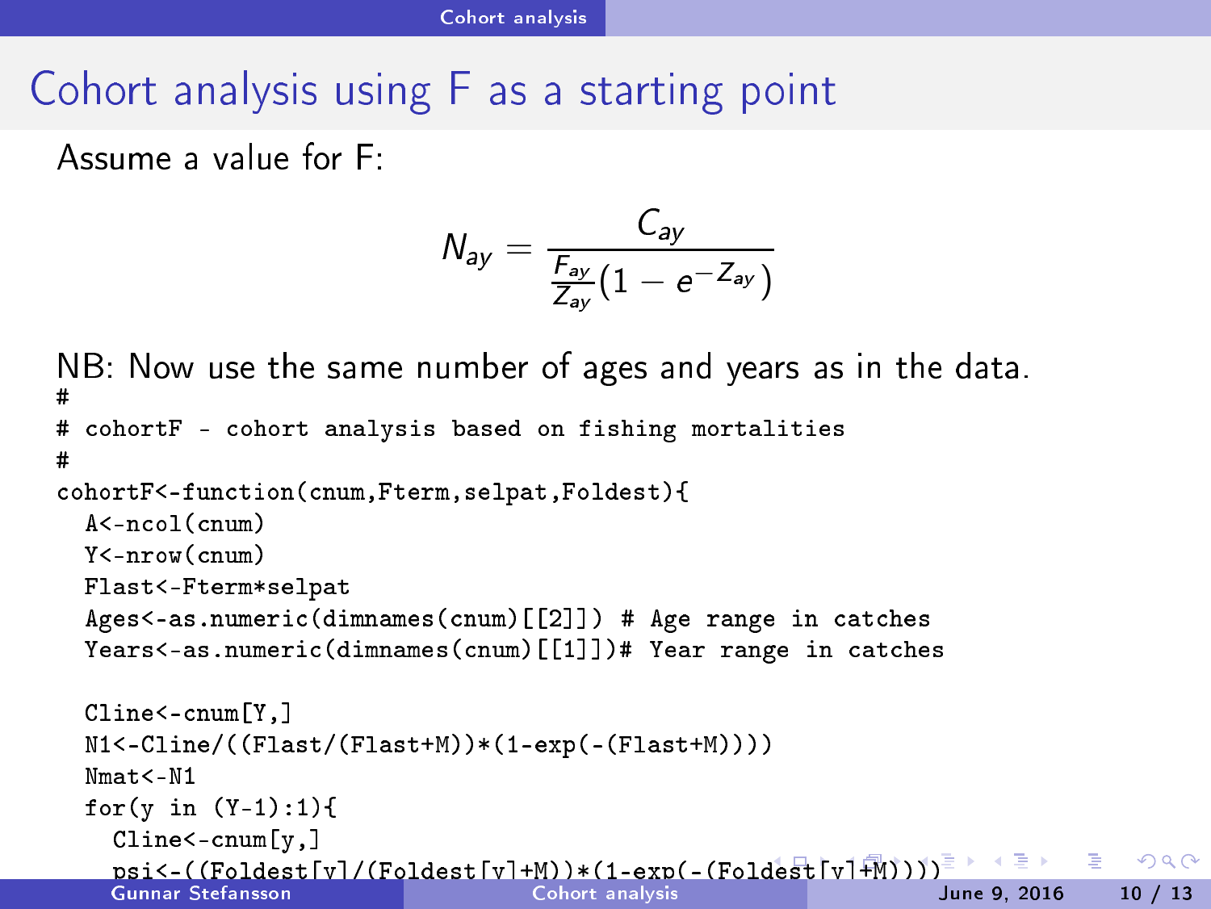# Cohort analysis using F as a starting point

Assume a value for F:

$$N_{ay} = \frac{C_{ay}}{\frac{F_{ay}}{Z_{ay}}(1 - e^{-Z_{ay}})}$$

NB: Now use the same number of ages and years as in the data.

```
#
# cohortF - cohort analysis based on fishing mortalities
#
cohortF<-function(cnum,Fterm,selpat,Foldest){
  A<-ncol(cnum)
  Y<-nrow(cnum)
  Flast<-Fterm*selpat
  Ages<-as.numeric(dimnames(cnum)[[2]]) # Age range in catches
  Years<-as.numeric(dimnames(cnum)[[1]])# Year range in catches

  Cline<-cnum[Y,]
  N1<-Cline/((Flast/(Flast+M))*(1-exp(-(Flast+M))))
  Nmat<-N1
  for(y in (Y-1):1){
    Cline<-cnum[y,]
    psi<-((Foldest[y]/(Foldest[y]+M))*(1-exp(-(Foldest[y]+M))))
```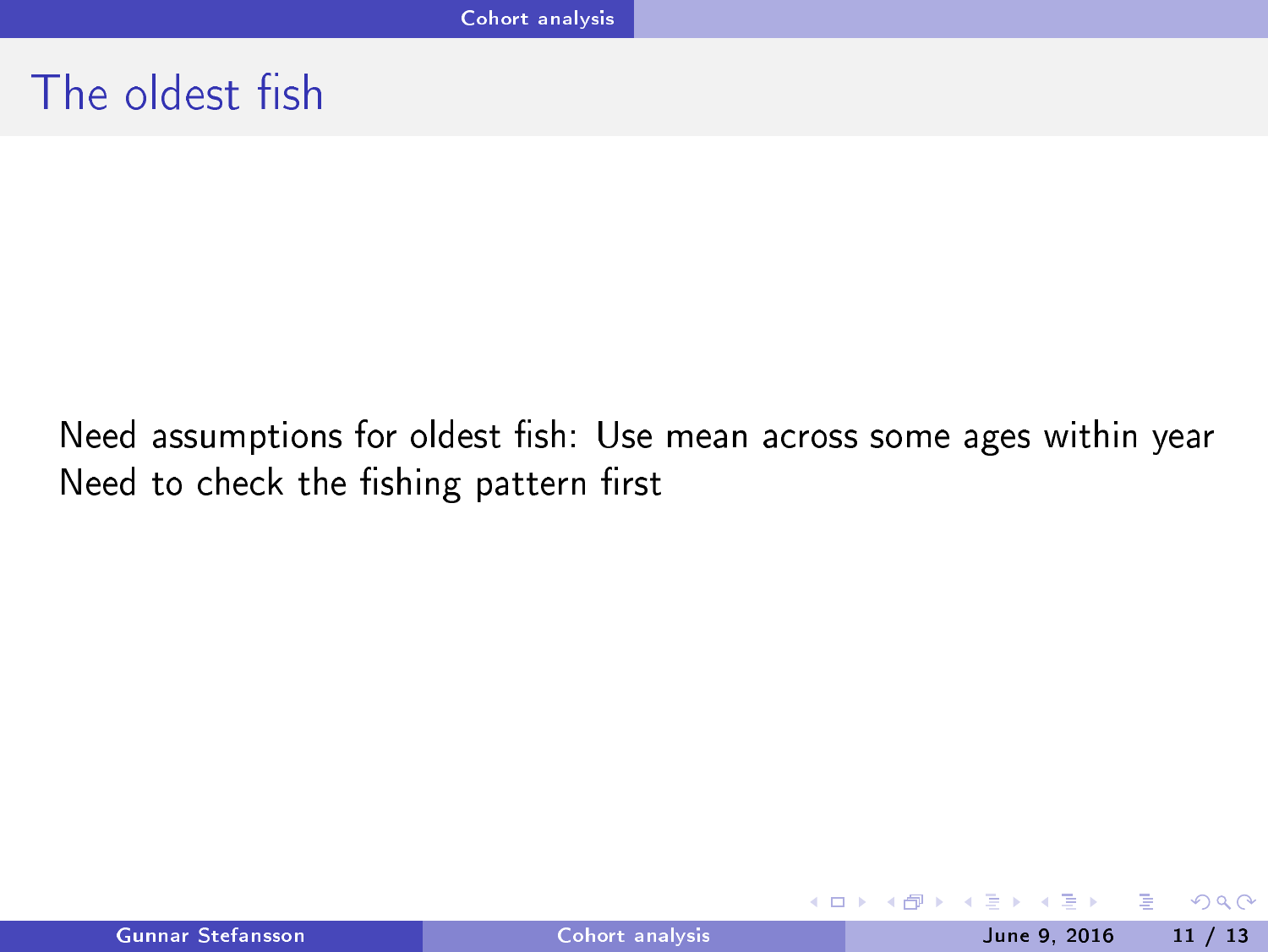# The oldest fish

Need assumptions for oldest fish: Use mean across some ages within year
Need to check the fishing pattern first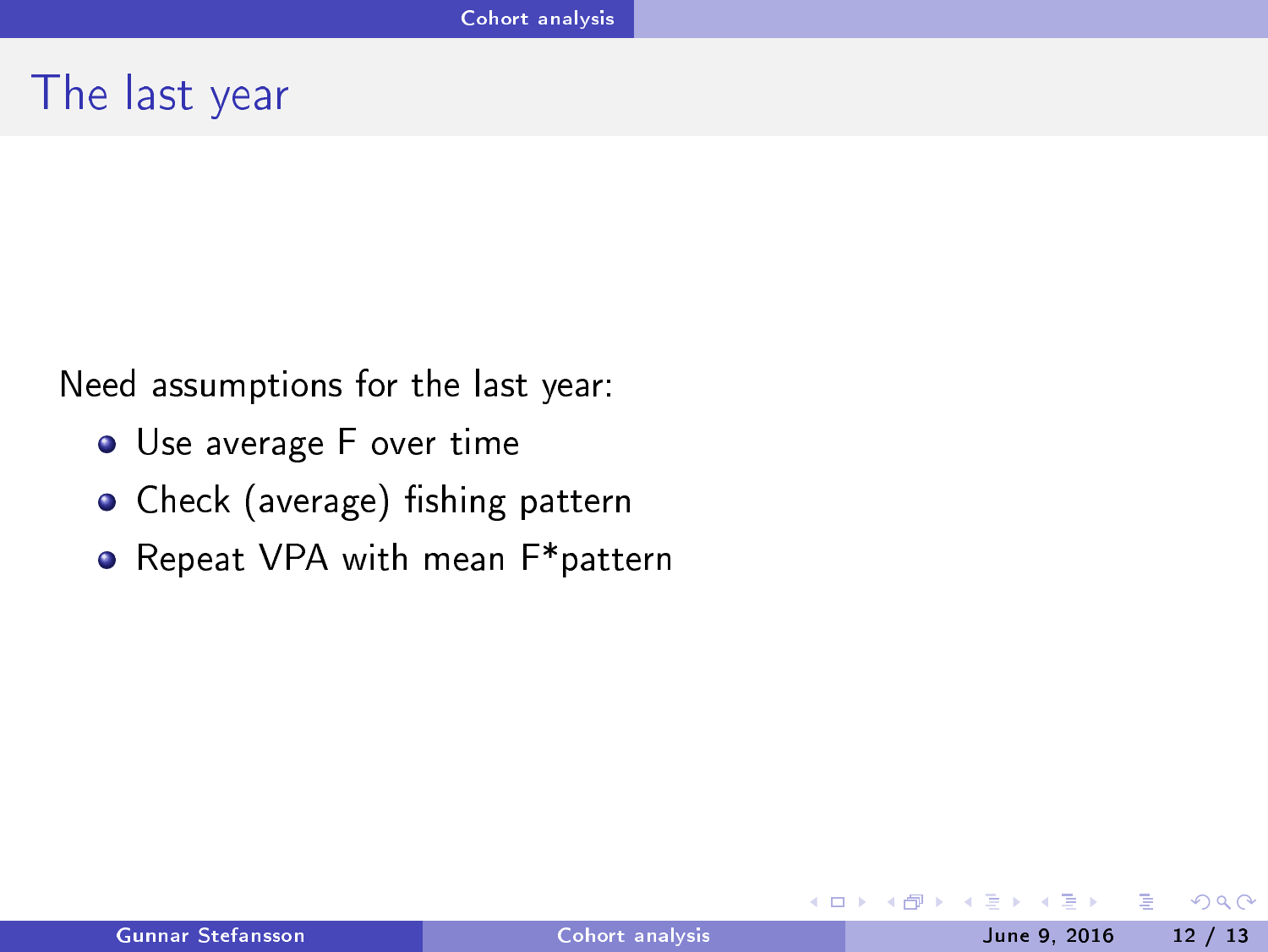## The last year

Need assumptions for the last year:

- Use average F over time
- Check (average) fishing pattern
- Repeat VPA with mean F*pattern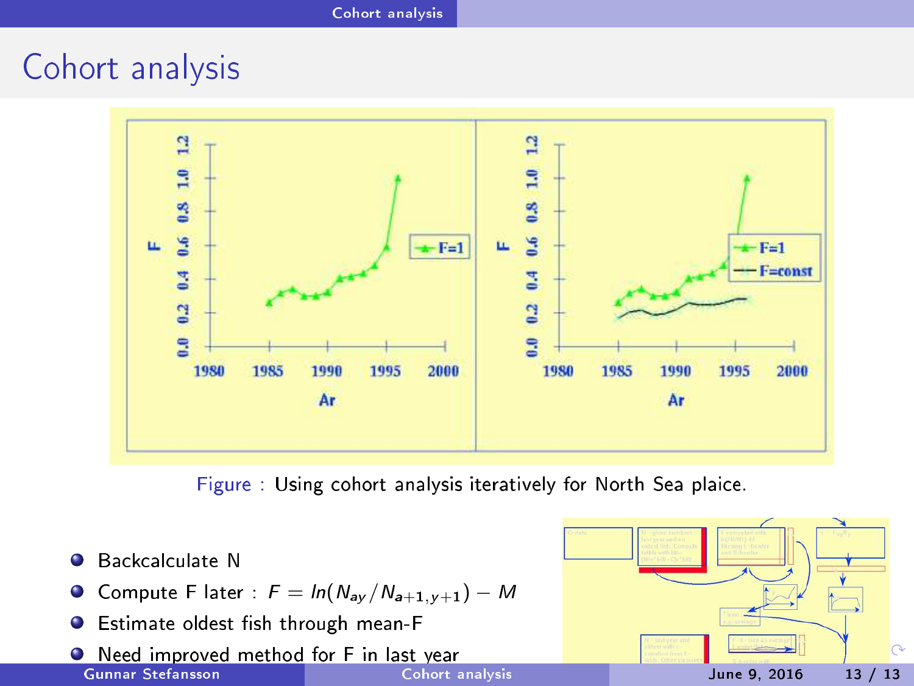# Cohort analysis

F

0.0 0.2 0.4 0.6 0.8 1.0 1.2

1980 1985 1990 1995 2000

Ar

F=1

F

0.0 0.2 0.4 0.6 0.8 1.0 1.2

1980 1985 1990 1995 2000

Ar

F=1

F=const

Figure : Using cohort analysis iteratively for North Sea plaice.

- Backcalculate N
- Compute F later : $F = ln(N_{ay}/N_{a+1,y+1}) - M$
- Estimate oldest fish through mean-F
- Need improved method for F in last year